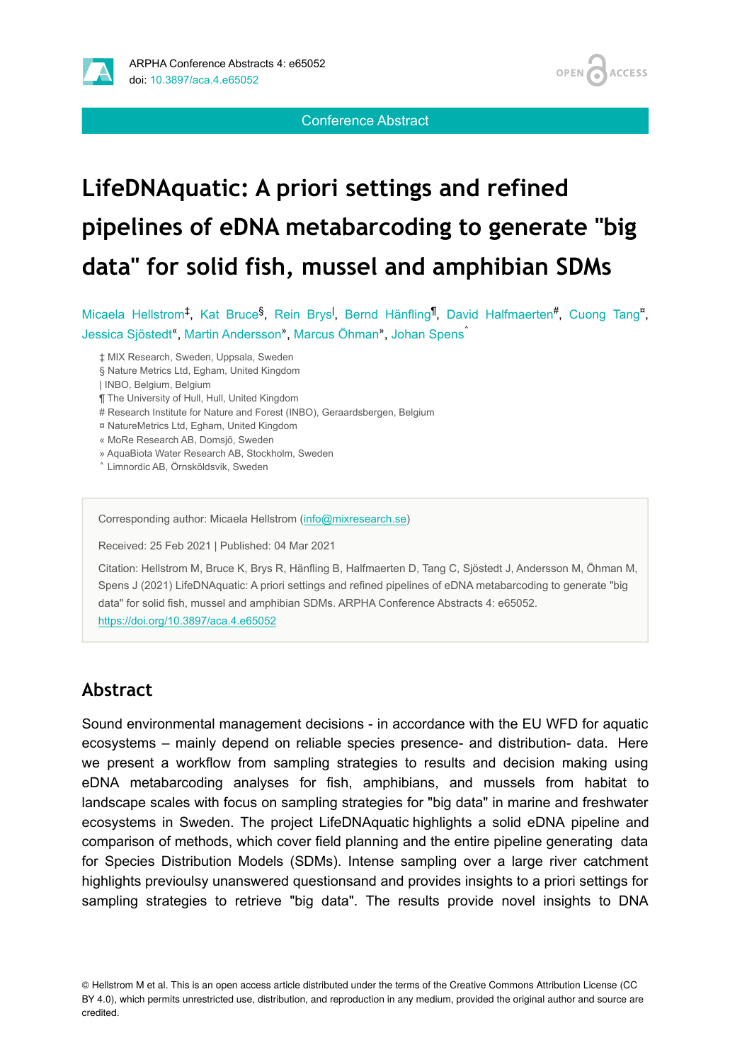Conference Abstract

# LifeDNAquatic: A priori settings and refined pipelines of eDNA metabarcoding to generate "big data" for solid fish, mussel and amphibian SDMs

Micaela Hellstrom[‡], Kat Bruce[§], Rein Brys[|], Bernd Hänfling[¶], David Halfmaerten[#], Cuong Tang[¤], Jessica Sjöstedt[«], Martin Andersson[»], Marcus Öhman[»], Johan Spens[˄]

‡ MIX Research, Sweden, Uppsala, Sweden
§ Nature Metrics Ltd, Egham, United Kingdom
| INBO, Belgium, Belgium
¶ The University of Hull, Hull, United Kingdom
# Research Institute for Nature and Forest (INBO), Geraardsbergen, Belgium
¤ NatureMetrics Ltd, Egham, United Kingdom
« MoRe Research AB, Domsjö, Sweden
» AquaBiota Water Research AB, Stockholm, Sweden
˄ Limnordic AB, Örnsköldsvik, Sweden

Corresponding author: Micaela Hellstrom (info@mixresearch.se)

Received: 25 Feb 2021 | Published: 04 Mar 2021

Citation: Hellstrom M, Bruce K, Brys R, Hänfling B, Halfmaerten D, Tang C, Sjöstedt J, Andersson M, Öhman M, Spens J (2021) LifeDNAquatic: A priori settings and refined pipelines of eDNA metabarcoding to generate "big data" for solid fish, mussel and amphibian SDMs. ARPHA Conference Abstracts 4: e65052. https://doi.org/10.3897/aca.4.e65052

## Abstract

Sound environmental management decisions - in accordance with the EU WFD for aquatic ecosystems – mainly depend on reliable species presence- and distribution- data. Here we present a workflow from sampling strategies to results and decision making using eDNA metabarcoding analyses for fish, amphibians, and mussels from habitat to landscape scales with focus on sampling strategies for "big data" in marine and freshwater ecosystems in Sweden. The project LifeDNAquatic highlights a solid eDNA pipeline and comparison of methods, which cover field planning and the entire pipeline generating data for Species Distribution Models (SDMs). Intense sampling over a large river catchment highlights previoulsy unanswered questionsand and provides insights to a priori settings for sampling strategies to retrieve "big data". The results provide novel insights to DNA

© Hellstrom M et al. This is an open access article distributed under the terms of the Creative Commons Attribution License (CC BY 4.0), which permits unrestricted use, distribution, and reproduction in any medium, provided the original author and source are credited.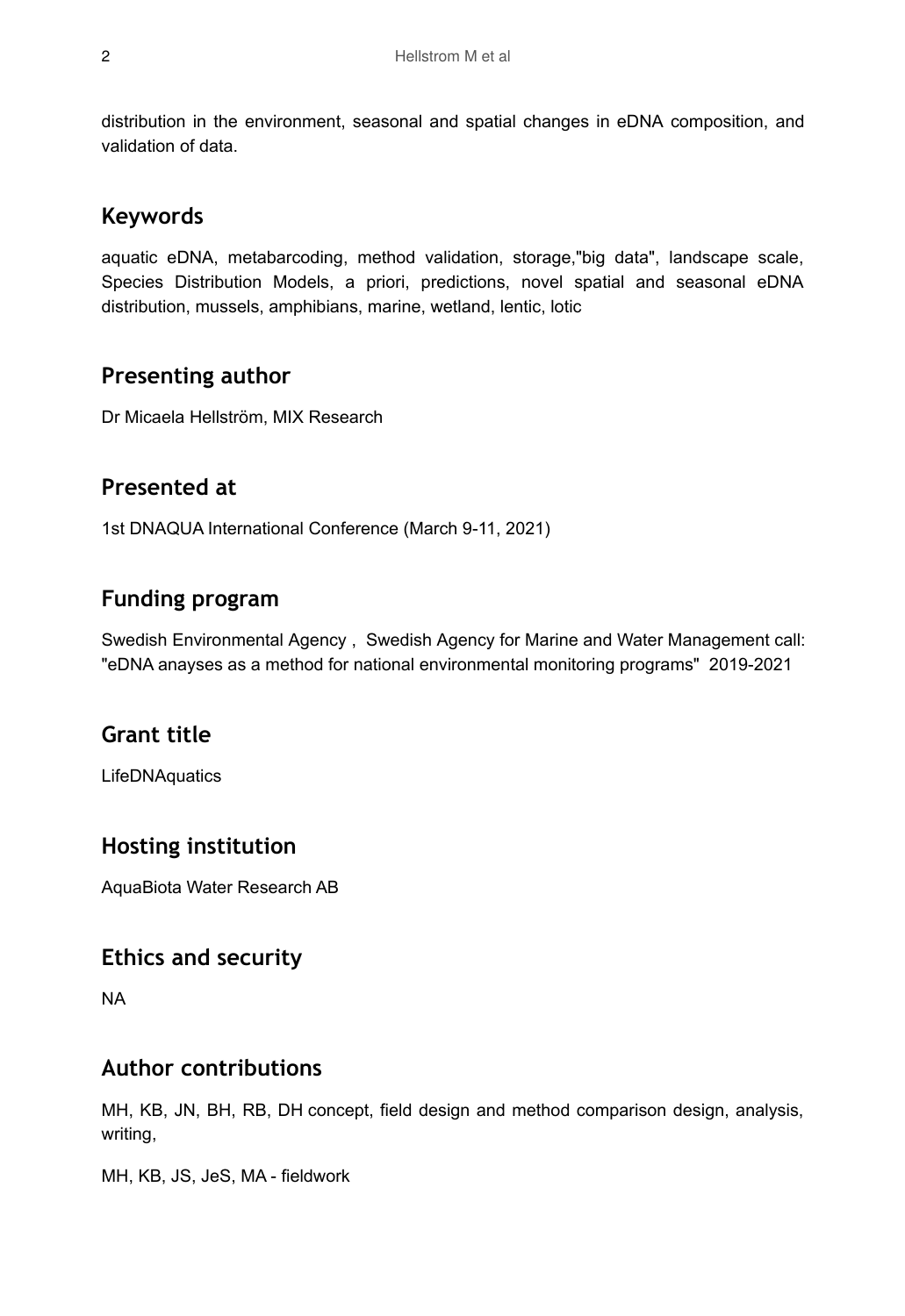distribution in the environment, seasonal and spatial changes in eDNA composition, and validation of data.

## Keywords

aquatic eDNA, metabarcoding, method validation, storage,"big data", landscape scale, Species Distribution Models, a priori, predictions, novel spatial and seasonal eDNA distribution, mussels, amphibians, marine, wetland, lentic, lotic

## Presenting author

Dr Micaela Hellström, MIX Research

## Presented at

1st DNAQUA International Conference (March 9-11, 2021)

## Funding program

Swedish Environmental Agency , Swedish Agency for Marine and Water Management call: "eDNA anayses as a method for national environmental monitoring programs" 2019-2021

## Grant title

LifeDNAquatics

## Hosting institution

AquaBiota Water Research AB

## Ethics and security

NA

## Author contributions

MH, KB, JN, BH, RB, DH concept, field design and method comparison design, analysis, writing,

MH, KB, JS, JeS, MA - fieldwork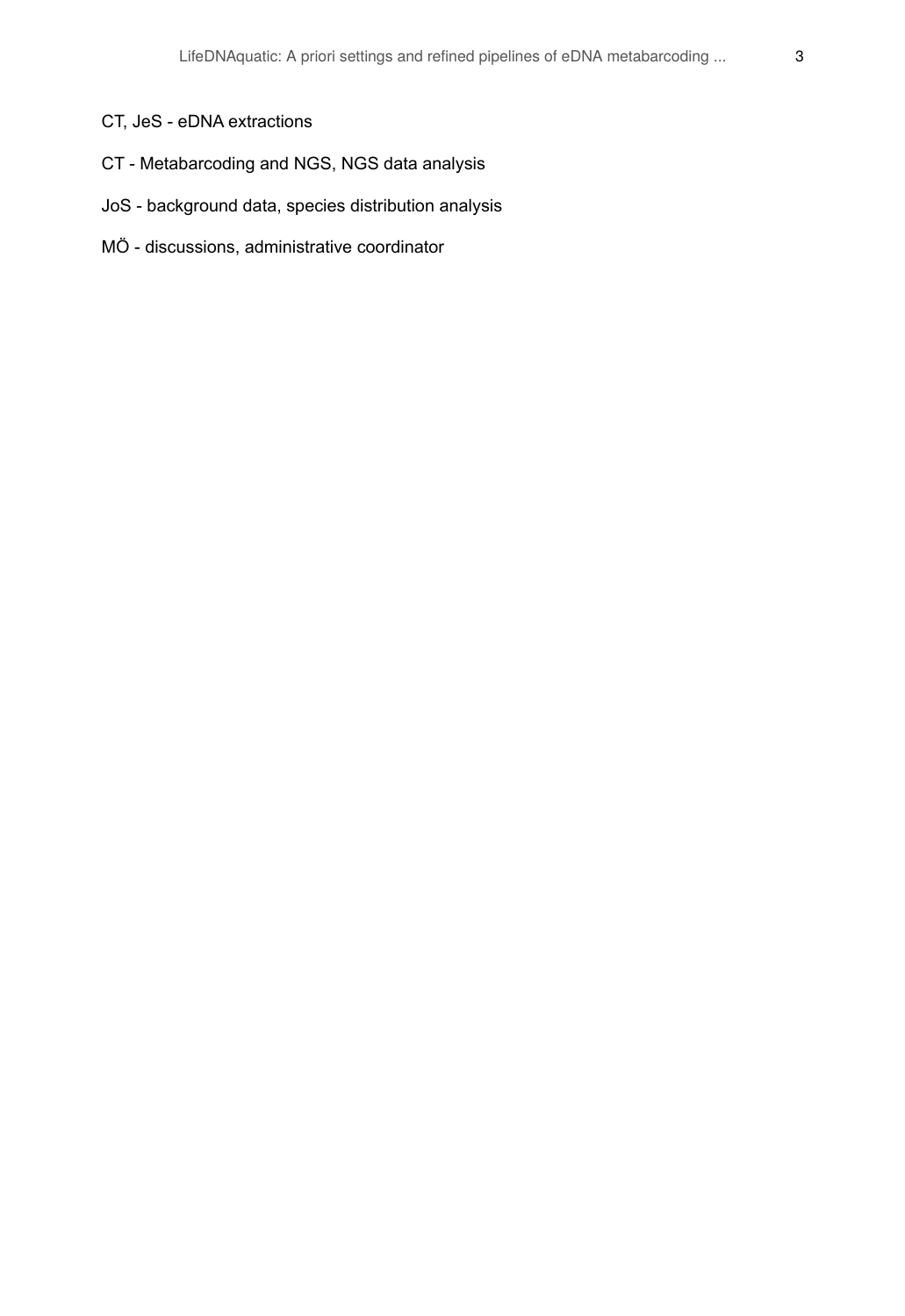CT, JeS - eDNA extractions

CT - Metabarcoding and NGS, NGS data analysis

JoS - background data, species distribution analysis

MÖ - discussions, administrative coordinator